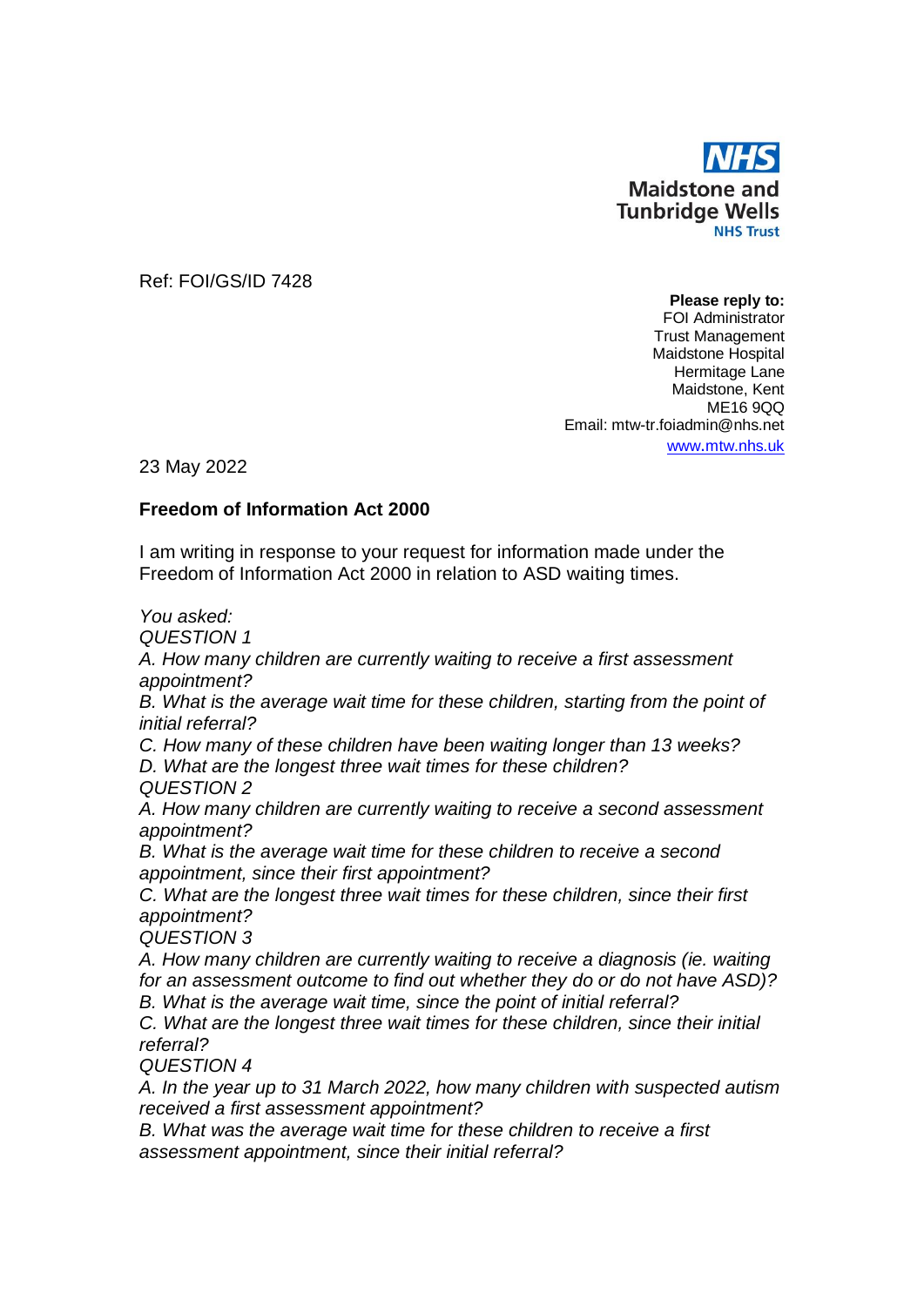NHS
Maidstone and
Tunbridge Wells
NHS Trust

Ref: FOI/GS/ID 7428

**Please reply to:**
FOI Administrator
Trust Management
Maidstone Hospital
Hermitage Lane
Maidstone, Kent
ME16 9QQ
Email: mtw-tr.foiadmin@nhs.net
www.mtw.nhs.uk

23 May 2022

**Freedom of Information Act 2000**

I am writing in response to your request for information made under the Freedom of Information Act 2000 in relation to ASD waiting times.

*You asked:*
*QUESTION 1*
*A. How many children are currently waiting to receive a first assessment appointment?*
*B. What is the average wait time for these children, starting from the point of initial referral?*
*C. How many of these children have been waiting longer than 13 weeks?*
*D. What are the longest three wait times for these children?*
*QUESTION 2*
*A. How many children are currently waiting to receive a second assessment appointment?*
*B. What is the average wait time for these children to receive a second appointment, since their first appointment?*
*C. What are the longest three wait times for these children, since their first appointment?*
*QUESTION 3*
*A. How many children are currently waiting to receive a diagnosis (ie. waiting for an assessment outcome to find out whether they do or do not have ASD)?*
*B. What is the average wait time, since the point of initial referral?*
*C. What are the longest three wait times for these children, since their initial referral?*
*QUESTION 4*
*A. In the year up to 31 March 2022, how many children with suspected autism received a first assessment appointment?*
*B. What was the average wait time for these children to receive a first assessment appointment, since their initial referral?*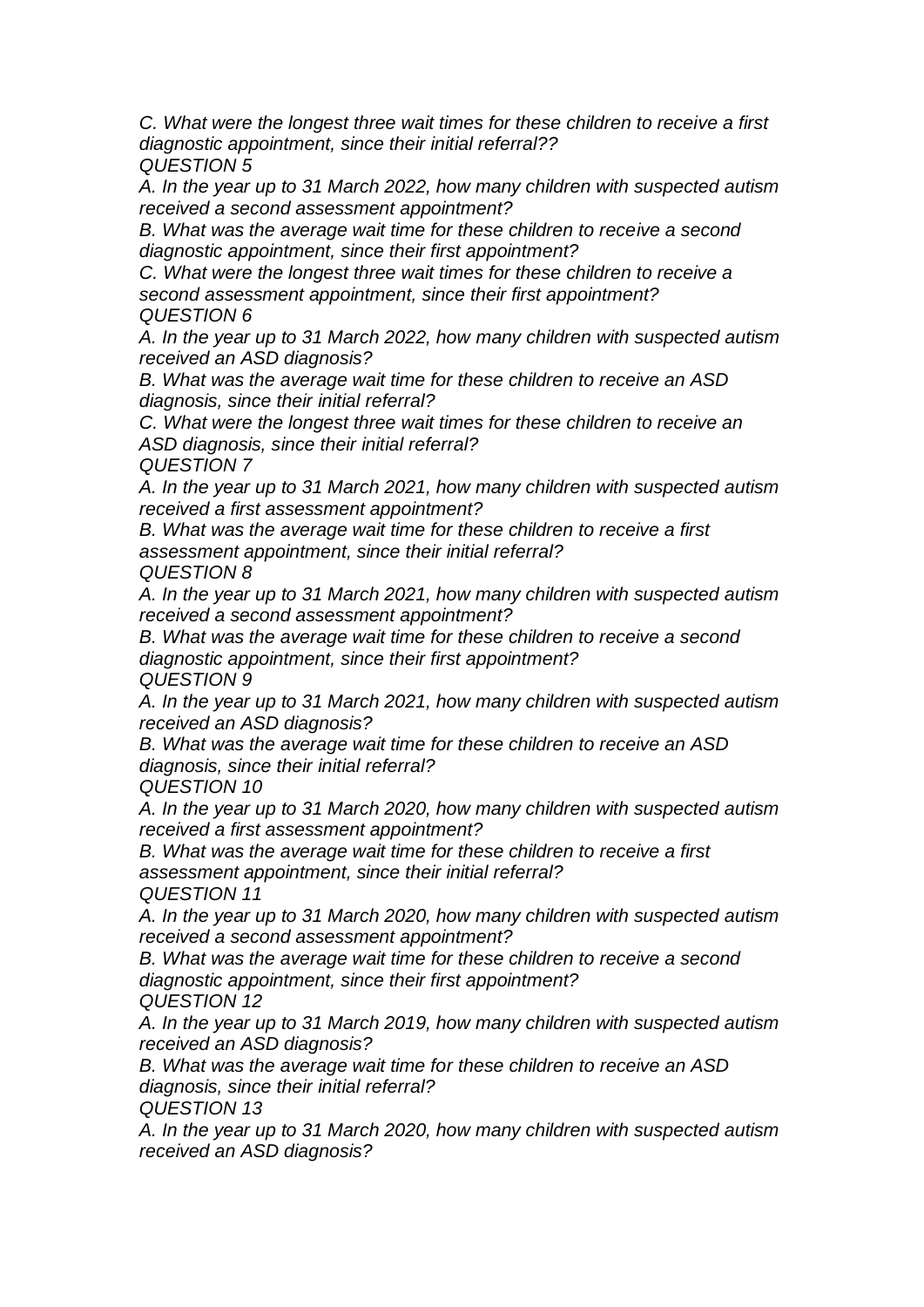*C. What were the longest three wait times for these children to receive a first diagnostic appointment, since their initial referral??*

*QUESTION 5*

*A. In the year up to 31 March 2022, how many children with suspected autism received a second assessment appointment?*

*B. What was the average wait time for these children to receive a second diagnostic appointment, since their first appointment?*

*C. What were the longest three wait times for these children to receive a second assessment appointment, since their first appointment?*

*QUESTION 6*

*A. In the year up to 31 March 2022, how many children with suspected autism received an ASD diagnosis?*

*B. What was the average wait time for these children to receive an ASD diagnosis, since their initial referral?*

*C. What were the longest three wait times for these children to receive an ASD diagnosis, since their initial referral?*

*QUESTION 7*

*A. In the year up to 31 March 2021, how many children with suspected autism received a first assessment appointment?*

*B. What was the average wait time for these children to receive a first assessment appointment, since their initial referral?*

*QUESTION 8*

*A. In the year up to 31 March 2021, how many children with suspected autism received a second assessment appointment?*

*B. What was the average wait time for these children to receive a second diagnostic appointment, since their first appointment?*

*QUESTION 9*

*A. In the year up to 31 March 2021, how many children with suspected autism received an ASD diagnosis?*

*B. What was the average wait time for these children to receive an ASD diagnosis, since their initial referral?*

*QUESTION 10*

*A. In the year up to 31 March 2020, how many children with suspected autism received a first assessment appointment?*

*B. What was the average wait time for these children to receive a first assessment appointment, since their initial referral?*

*QUESTION 11*

*A. In the year up to 31 March 2020, how many children with suspected autism received a second assessment appointment?*

*B. What was the average wait time for these children to receive a second diagnostic appointment, since their first appointment?*

*QUESTION 12*

*A. In the year up to 31 March 2019, how many children with suspected autism received an ASD diagnosis?*

*B. What was the average wait time for these children to receive an ASD diagnosis, since their initial referral?*

*QUESTION 13*

*A. In the year up to 31 March 2020, how many children with suspected autism received an ASD diagnosis?*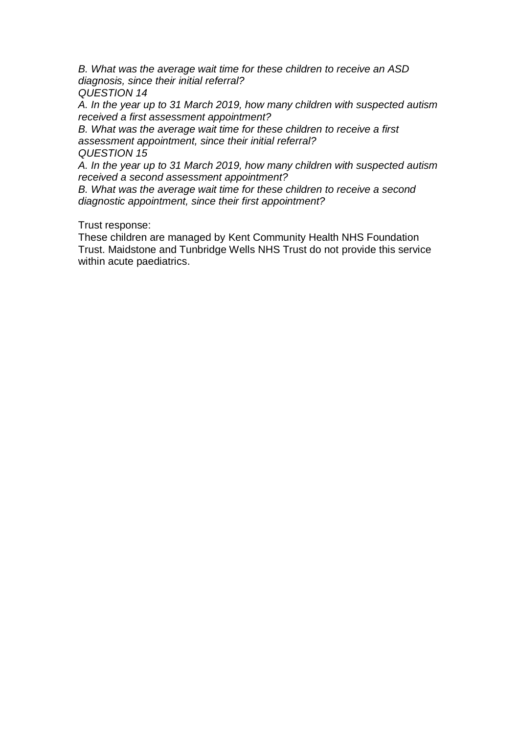*B. What was the average wait time for these children to receive an ASD diagnosis, since their initial referral?*
*QUESTION 14*
*A. In the year up to 31 March 2019, how many children with suspected autism received a first assessment appointment?*
*B. What was the average wait time for these children to receive a first assessment appointment, since their initial referral?*
*QUESTION 15*
*A. In the year up to 31 March 2019, how many children with suspected autism received a second assessment appointment?*
*B. What was the average wait time for these children to receive a second diagnostic appointment, since their first appointment?*

Trust response:
These children are managed by Kent Community Health NHS Foundation Trust. Maidstone and Tunbridge Wells NHS Trust do not provide this service within acute paediatrics.